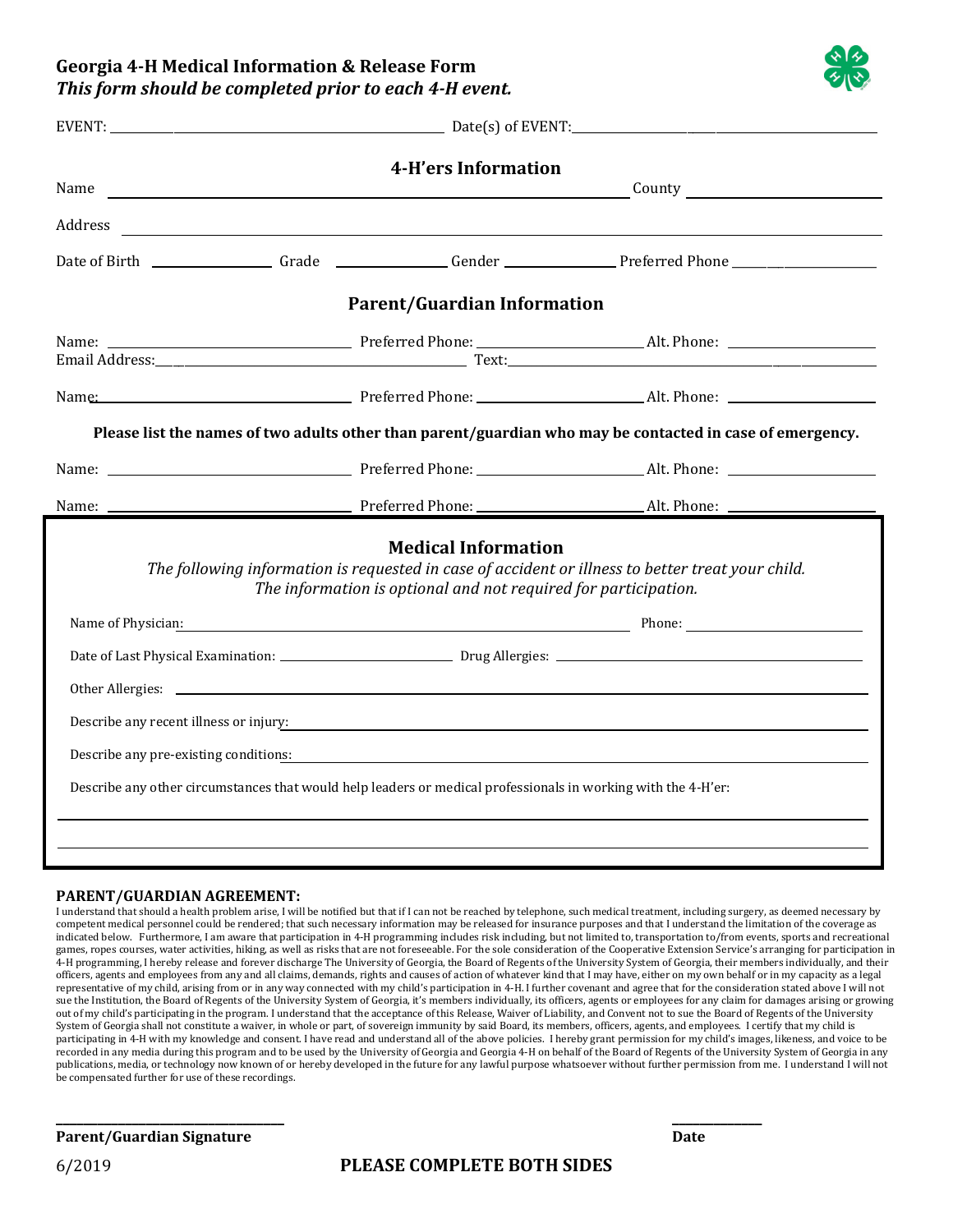# Georgia 4-H Medical Information & Release Form

***This form should be completed prior to each 4-H event.***

EVENT: ______________________________ Date(s) of EVENT: ______________________________

## 4-H'ers Information

Name ______________________________ County ______________________________

Address ______________________________

Date of Birth ______________ Grade ______________ Gender ______________ Preferred Phone ______________

## Parent/Guardian Information

Name: ______________________ Preferred Phone: ______________ Alt. Phone: ______________

Email Address: ______________________ Text: ______________________

Name: ______________________ Preferred Phone: ______________ Alt. Phone: ______________

**Please list the names of two adults other than parent/guardian who may be contacted in case of emergency.**

Name: ______________________ Preferred Phone: ______________ Alt. Phone: ______________

Name: ______________________ Preferred Phone: ______________ Alt. Phone: ______________

## Medical Information

*The following information is requested in case of accident or illness to better treat your child. The information is optional and not required for participation.*

Name of Physician: ______________________________ Phone: ______________

Date of Last Physical Examination: ______________ Drug Allergies: ______________________

Other Allergies: ______________________________

Describe any recent illness or injury: ______________________________

Describe any pre-existing conditions: ______________________________

Describe any other circumstances that would help leaders or medical professionals in working with the 4-H'er:

______________________________

______________________________

**PARENT/GUARDIAN AGREEMENT:**

I understand that should a health problem arise, I will be notified but that if I can not be reached by telephone, such medical treatment, including surgery, as deemed necessary by competent medical personnel could be rendered; that such necessary information may be released for insurance purposes and that I understand the limitation of the coverage as indicated below. Furthermore, I am aware that participation in 4-H programming includes risk including, but not limited to, transportation to/from events, sports and recreational games, ropes courses, water activities, hiking, as well as risks that are not foreseeable. For the sole consideration of the Cooperative Extension Service's arranging for participation in 4-H programming, I hereby release and forever discharge The University of Georgia, the Board of Regents of the University System of Georgia, their members individually, and their officers, agents and employees from any and all claims, demands, rights and causes of action of whatever kind that I may have, either on my own behalf or in my capacity as a legal representative of my child, arising from or in any way connected with my child's participation in 4-H. I further covenant and agree that for the consideration stated above I will not sue the Institution, the Board of Regents of the University System of Georgia, it's members individually, its officers, agents or employees for any claim for damages arising or growing out of my child's participating in the program. I understand that the acceptance of this Release, Waiver of Liability, and Convent not to sue the Board of Regents of the University System of Georgia shall not constitute a waiver, in whole or part, of sovereign immunity by said Board, its members, officers, agents, and employees. I certify that my child is participating in 4-H with my knowledge and consent. I have read and understand all of the above policies. I hereby grant permission for my child's images, likeness, and voice to be recorded in any media during this program and to be used by the University of Georgia and Georgia 4-H on behalf of the Board of Regents of the University System of Georgia in any publications, media, or technology now known of or hereby developed in the future for any lawful purpose whatsoever without further permission from me. I understand I will not be compensated further for use of these recordings.

______________________________ ______________

**Parent/Guardian Signature** **Date**

6/2019

**PLEASE COMPLETE BOTH SIDES**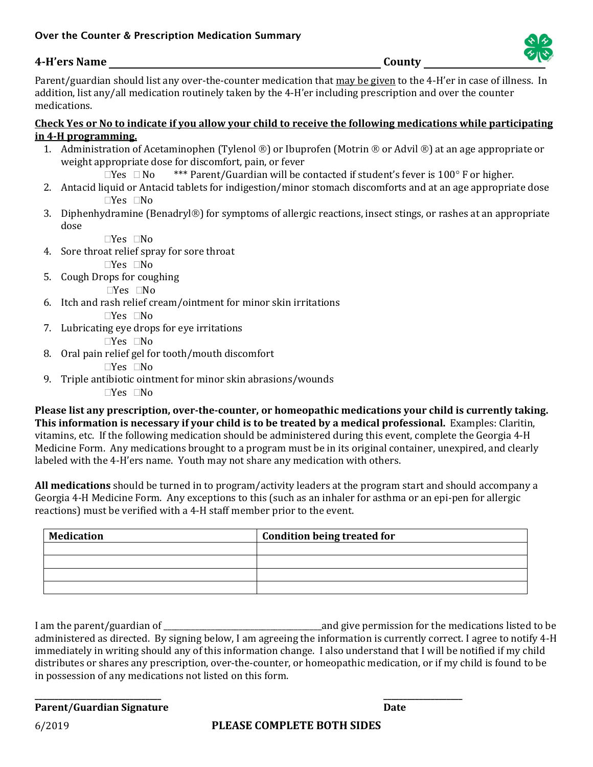**Over the Counter & Prescription Medication Summary**

**4-H'ers Name** ________________________________________ **County** ____________________

Parent/guardian should list any over-the-counter medication that may be given to the 4-H'er in case of illness. In addition, list any/all medication routinely taken by the 4-H'er including prescription and over the counter medications.

**Check Yes or No to indicate if you allow your child to receive the following medications while participating in 4-H programming.**

1. Administration of Acetaminophen (Tylenol ®) or Ibuprofen (Motrin ® or Advil ®) at an age appropriate or weight appropriate dose for discomfort, pain, or fever
   ☐Yes ☐ No *** Parent/Guardian will be contacted if student's fever is 100° F or higher.
2. Antacid liquid or Antacid tablets for indigestion/minor stomach discomforts and at an age appropriate dose
   ☐Yes ☐No
3. Diphenhydramine (Benadryl®) for symptoms of allergic reactions, insect stings, or rashes at an appropriate dose
   ☐Yes ☐No
4. Sore throat relief spray for sore throat
   ☐Yes ☐No
5. Cough Drops for coughing
   ☐Yes ☐No
6. Itch and rash relief cream/ointment for minor skin irritations
   ☐Yes ☐No
7. Lubricating eye drops for eye irritations
   ☐Yes ☐No
8. Oral pain relief gel for tooth/mouth discomfort
   ☐Yes ☐No
9. Triple antibiotic ointment for minor skin abrasions/wounds
   ☐Yes ☐No

**Please list any prescription, over-the-counter, or homeopathic medications your child is currently taking. This information is necessary if your child is to be treated by a medical professional.** Examples: Claritin, vitamins, etc. If the following medication should be administered during this event, complete the Georgia 4-H Medicine Form. Any medications brought to a program must be in its original container, unexpired, and clearly labeled with the 4-H'ers name. Youth may not share any medication with others.

**All medications** should be turned in to program/activity leaders at the program start and should accompany a Georgia 4-H Medicine Form. Any exceptions to this (such as an inhaler for asthma or an epi-pen for allergic reactions) must be verified with a 4-H staff member prior to the event.

| Medication | Condition being treated for |
|---|---|
| | |
| | |
| | |
| | |

I am the parent/guardian of ____________________________________and give permission for the medications listed to be administered as directed. By signing below, I am agreeing the information is currently correct. I agree to notify 4-H immediately in writing should any of this information change. I also understand that I will be notified if my child distributes or shares any prescription, over-the-counter, or homeopathic medication, or if my child is found to be in possession of any medications not listed on this form.

_____________________________ ___________________

**Parent/Guardian Signature** **Date**

6/2019

**PLEASE COMPLETE BOTH SIDES**